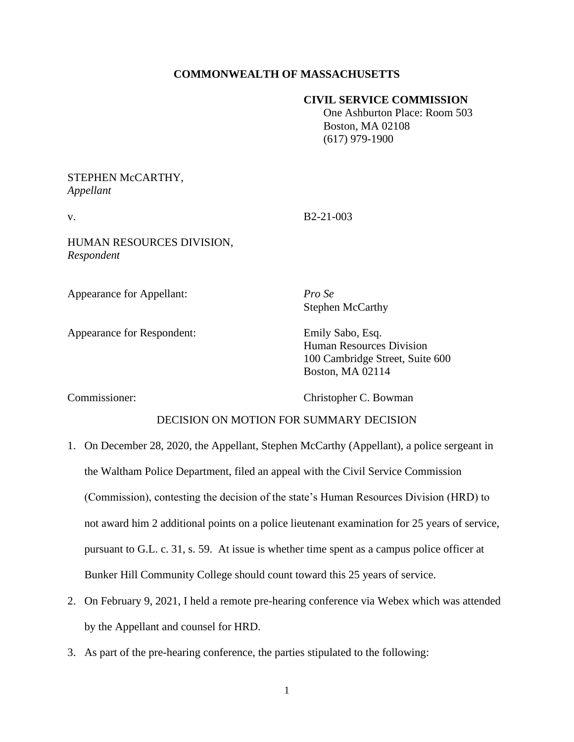**COMMONWEALTH OF MASSACHUSETTS**

**CIVIL SERVICE COMMISSION**
One Ashburton Place: Room 503
Boston, MA 02108
(617) 979-1900

STEPHEN McCARTHY,
*Appellant*

v. B2-21-003

HUMAN RESOURCES DIVISION,
*Respondent*

Appearance for Appellant: *Pro Se*
Stephen McCarthy

Appearance for Respondent: Emily Sabo, Esq.
Human Resources Division
100 Cambridge Street, Suite 600
Boston, MA 02114

Commissioner: Christopher C. Bowman

DECISION ON MOTION FOR SUMMARY DECISION

1. On December 28, 2020, the Appellant, Stephen McCarthy (Appellant), a police sergeant in the Waltham Police Department, filed an appeal with the Civil Service Commission (Commission), contesting the decision of the state's Human Resources Division (HRD) to not award him 2 additional points on a police lieutenant examination for 25 years of service, pursuant to G.L. c. 31, s. 59. At issue is whether time spent as a campus police officer at Bunker Hill Community College should count toward this 25 years of service.
2. On February 9, 2021, I held a remote pre-hearing conference via Webex which was attended by the Appellant and counsel for HRD.
3. As part of the pre-hearing conference, the parties stipulated to the following: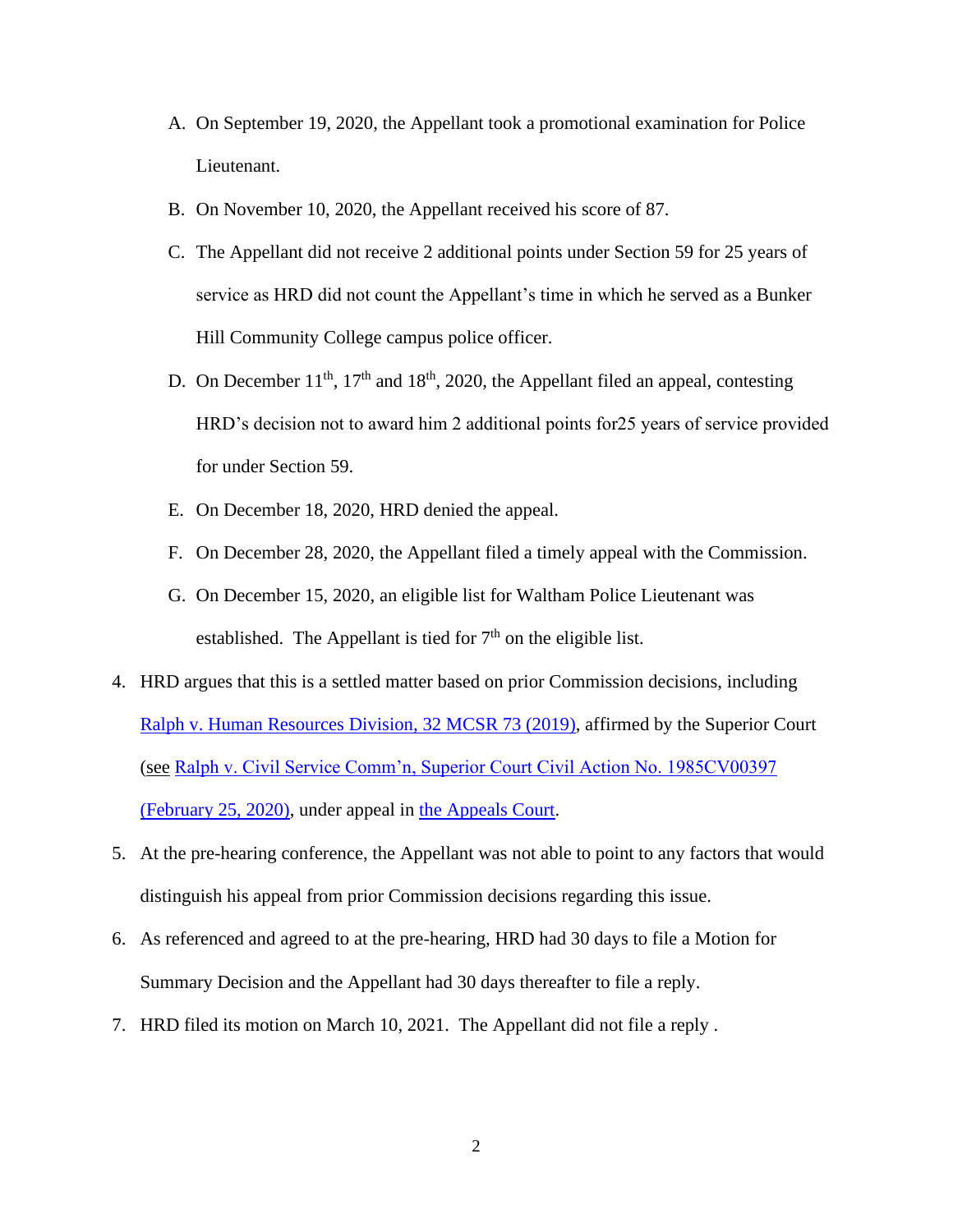A. On September 19, 2020, the Appellant took a promotional examination for Police Lieutenant.

B. On November 10, 2020, the Appellant received his score of 87.

C. The Appellant did not receive 2 additional points under Section 59 for 25 years of service as HRD did not count the Appellant's time in which he served as a Bunker Hill Community College campus police officer.

D. On December 11th, 17th and 18th, 2020, the Appellant filed an appeal, contesting HRD's decision not to award him 2 additional points for25 years of service provided for under Section 59.

E. On December 18, 2020, HRD denied the appeal.

F. On December 28, 2020, the Appellant filed a timely appeal with the Commission.

G. On December 15, 2020, an eligible list for Waltham Police Lieutenant was established. The Appellant is tied for 7th on the eligible list.

4. HRD argues that this is a settled matter based on prior Commission decisions, including Ralph v. Human Resources Division, 32 MCSR 73 (2019), affirmed by the Superior Court (see Ralph v. Civil Service Comm'n, Superior Court Civil Action No. 1985CV00397 (February 25, 2020), under appeal in the Appeals Court.

5. At the pre-hearing conference, the Appellant was not able to point to any factors that would distinguish his appeal from prior Commission decisions regarding this issue.

6. As referenced and agreed to at the pre-hearing, HRD had 30 days to file a Motion for Summary Decision and the Appellant had 30 days thereafter to file a reply.

7. HRD filed its motion on March 10, 2021. The Appellant did not file a reply .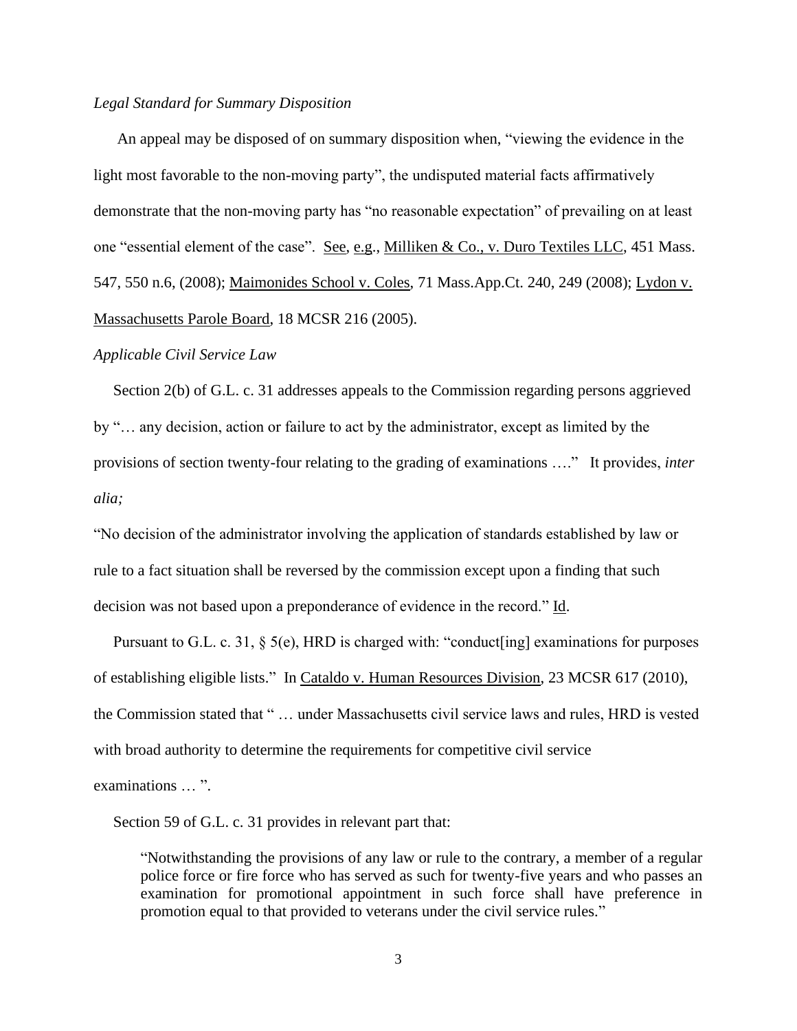*Legal Standard for Summary Disposition*

An appeal may be disposed of on summary disposition when, "viewing the evidence in the light most favorable to the non-moving party", the undisputed material facts affirmatively demonstrate that the non-moving party has "no reasonable expectation" of prevailing on at least one "essential element of the case". See, e.g., Milliken & Co., v. Duro Textiles LLC, 451 Mass. 547, 550 n.6, (2008); Maimonides School v. Coles, 71 Mass.App.Ct. 240, 249 (2008); Lydon v. Massachusetts Parole Board, 18 MCSR 216 (2005).

*Applicable Civil Service Law*

Section 2(b) of G.L. c. 31 addresses appeals to the Commission regarding persons aggrieved by "… any decision, action or failure to act by the administrator, except as limited by the provisions of section twenty-four relating to the grading of examinations …." It provides, *inter alia;*

"No decision of the administrator involving the application of standards established by law or rule to a fact situation shall be reversed by the commission except upon a finding that such decision was not based upon a preponderance of evidence in the record." Id.

Pursuant to G.L. c. 31, § 5(e), HRD is charged with: "conduct[ing] examinations for purposes of establishing eligible lists." In Cataldo v. Human Resources Division, 23 MCSR 617 (2010), the Commission stated that " … under Massachusetts civil service laws and rules, HRD is vested with broad authority to determine the requirements for competitive civil service examinations … ".

Section 59 of G.L. c. 31 provides in relevant part that:

> "Notwithstanding the provisions of any law or rule to the contrary, a member of a regular police force or fire force who has served as such for twenty-five years and who passes an examination for promotional appointment in such force shall have preference in promotion equal to that provided to veterans under the civil service rules."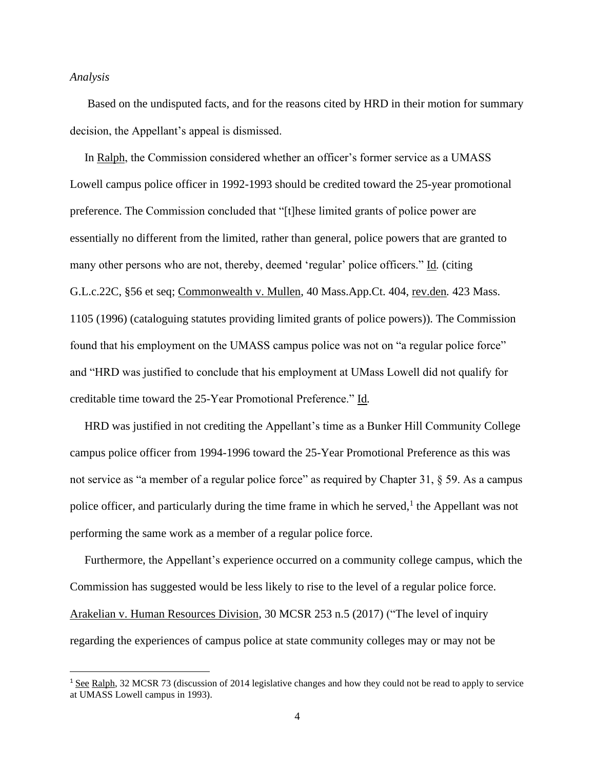*Analysis*

Based on the undisputed facts, and for the reasons cited by HRD in their motion for summary decision, the Appellant's appeal is dismissed.

In Ralph, the Commission considered whether an officer's former service as a UMASS Lowell campus police officer in 1992-1993 should be credited toward the 25-year promotional preference. The Commission concluded that "[t]hese limited grants of police power are essentially no different from the limited, rather than general, police powers that are granted to many other persons who are not, thereby, deemed 'regular' police officers." Id*.* (citing G.L.c.22C, §56 et seq; Commonwealth v. Mullen, 40 Mass.App.Ct. 404, rev.den*.* 423 Mass. 1105 (1996) (cataloguing statutes providing limited grants of police powers)). The Commission found that his employment on the UMASS campus police was not on "a regular police force" and "HRD was justified to conclude that his employment at UMass Lowell did not qualify for creditable time toward the 25-Year Promotional Preference." Id*.*

HRD was justified in not crediting the Appellant's time as a Bunker Hill Community College campus police officer from 1994-1996 toward the 25-Year Promotional Preference as this was not service as "a member of a regular police force" as required by Chapter 31, § 59. As a campus police officer, and particularly during the time frame in which he served,[1] the Appellant was not performing the same work as a member of a regular police force.

Furthermore, the Appellant's experience occurred on a community college campus, which the Commission has suggested would be less likely to rise to the level of a regular police force. Arakelian v. Human Resources Division, 30 MCSR 253 n.5 (2017) ("The level of inquiry regarding the experiences of campus police at state community colleges may or may not be

---

[1] See Ralph, 32 MCSR 73 (discussion of 2014 legislative changes and how they could not be read to apply to service at UMASS Lowell campus in 1993).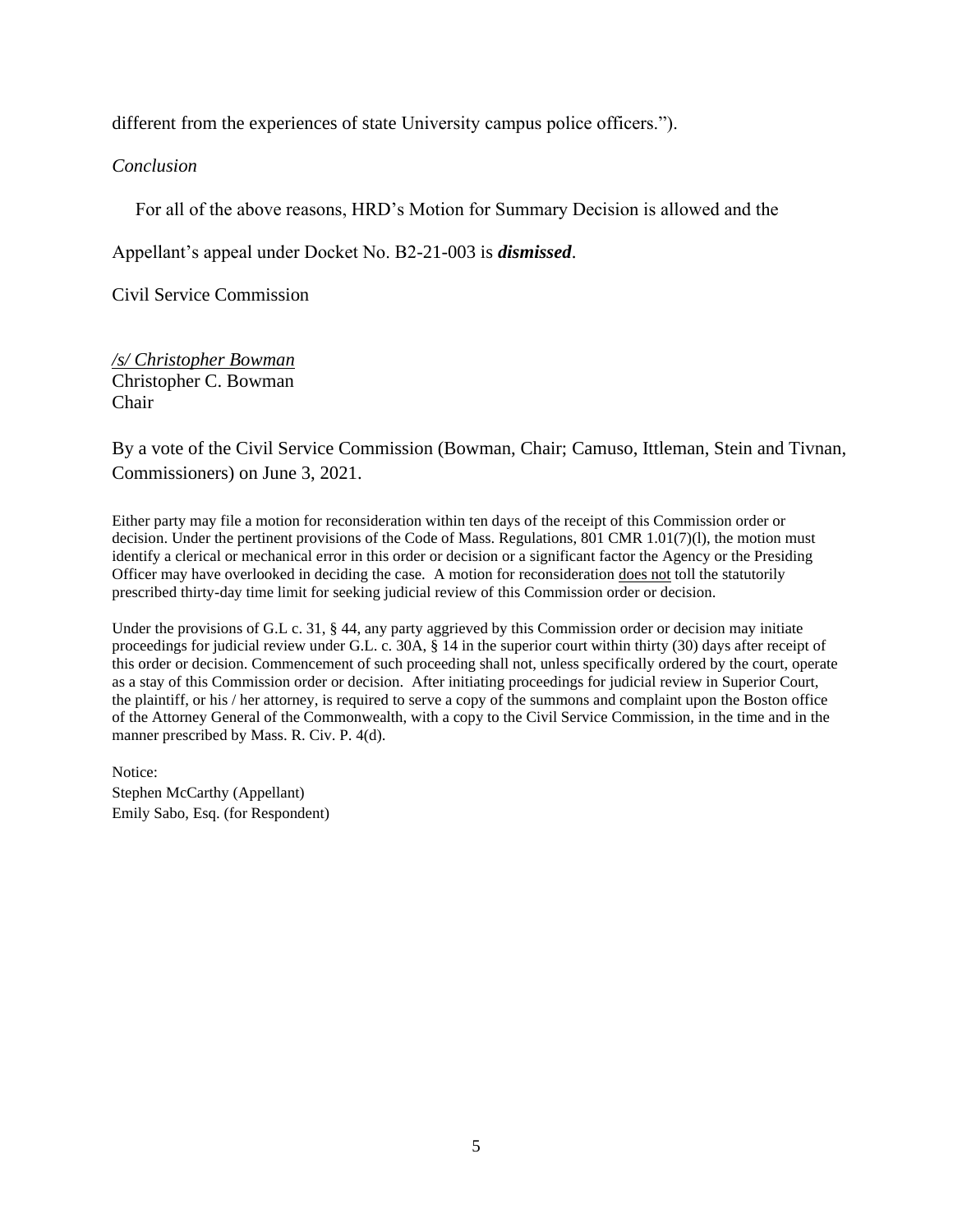different from the experiences of state University campus police officers.").

*Conclusion*

For all of the above reasons, HRD's Motion for Summary Decision is allowed and the Appellant's appeal under Docket No. B2-21-003 is ***dismissed***.

Civil Service Commission

*/s/ Christopher Bowman*
Christopher C. Bowman
Chair

By a vote of the Civil Service Commission (Bowman, Chair; Camuso, Ittleman, Stein and Tivnan, Commissioners) on June 3, 2021.

Either party may file a motion for reconsideration within ten days of the receipt of this Commission order or decision. Under the pertinent provisions of the Code of Mass. Regulations, 801 CMR 1.01(7)(l), the motion must identify a clerical or mechanical error in this order or decision or a significant factor the Agency or the Presiding Officer may have overlooked in deciding the case. A motion for reconsideration does not toll the statutorily prescribed thirty-day time limit for seeking judicial review of this Commission order or decision.

Under the provisions of G.L c. 31, § 44, any party aggrieved by this Commission order or decision may initiate proceedings for judicial review under G.L. c. 30A, § 14 in the superior court within thirty (30) days after receipt of this order or decision. Commencement of such proceeding shall not, unless specifically ordered by the court, operate as a stay of this Commission order or decision. After initiating proceedings for judicial review in Superior Court, the plaintiff, or his / her attorney, is required to serve a copy of the summons and complaint upon the Boston office of the Attorney General of the Commonwealth, with a copy to the Civil Service Commission, in the time and in the manner prescribed by Mass. R. Civ. P. 4(d).

Notice:
Stephen McCarthy (Appellant)
Emily Sabo, Esq. (for Respondent)